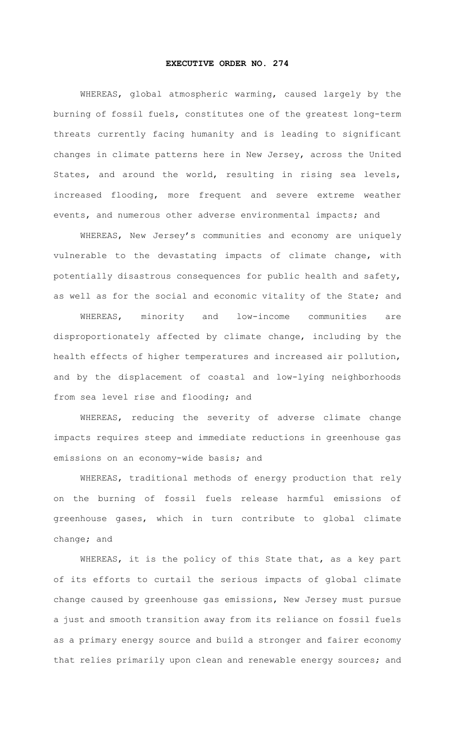# EXECUTIVE ORDER NO. 274

WHEREAS, global atmospheric warming, caused largely by the burning of fossil fuels, constitutes one of the greatest long-term threats currently facing humanity and is leading to significant changes in climate patterns here in New Jersey, across the United States, and around the world, resulting in rising sea levels, increased flooding, more frequent and severe extreme weather events, and numerous other adverse environmental impacts; and

WHEREAS, New Jersey's communities and economy are uniquely vulnerable to the devastating impacts of climate change, with potentially disastrous consequences for public health and safety, as well as for the social and economic vitality of the State; and

WHEREAS, minority and low-income communities are disproportionately affected by climate change, including by the health effects of higher temperatures and increased air pollution, and by the displacement of coastal and low-lying neighborhoods from sea level rise and flooding; and

WHEREAS, reducing the severity of adverse climate change impacts requires steep and immediate reductions in greenhouse gas emissions on an economy-wide basis; and

WHEREAS, traditional methods of energy production that rely on the burning of fossil fuels release harmful emissions of greenhouse gases, which in turn contribute to global climate change; and

WHEREAS, it is the policy of this State that, as a key part of its efforts to curtail the serious impacts of global climate change caused by greenhouse gas emissions, New Jersey must pursue a just and smooth transition away from its reliance on fossil fuels as a primary energy source and build a stronger and fairer economy that relies primarily upon clean and renewable energy sources; and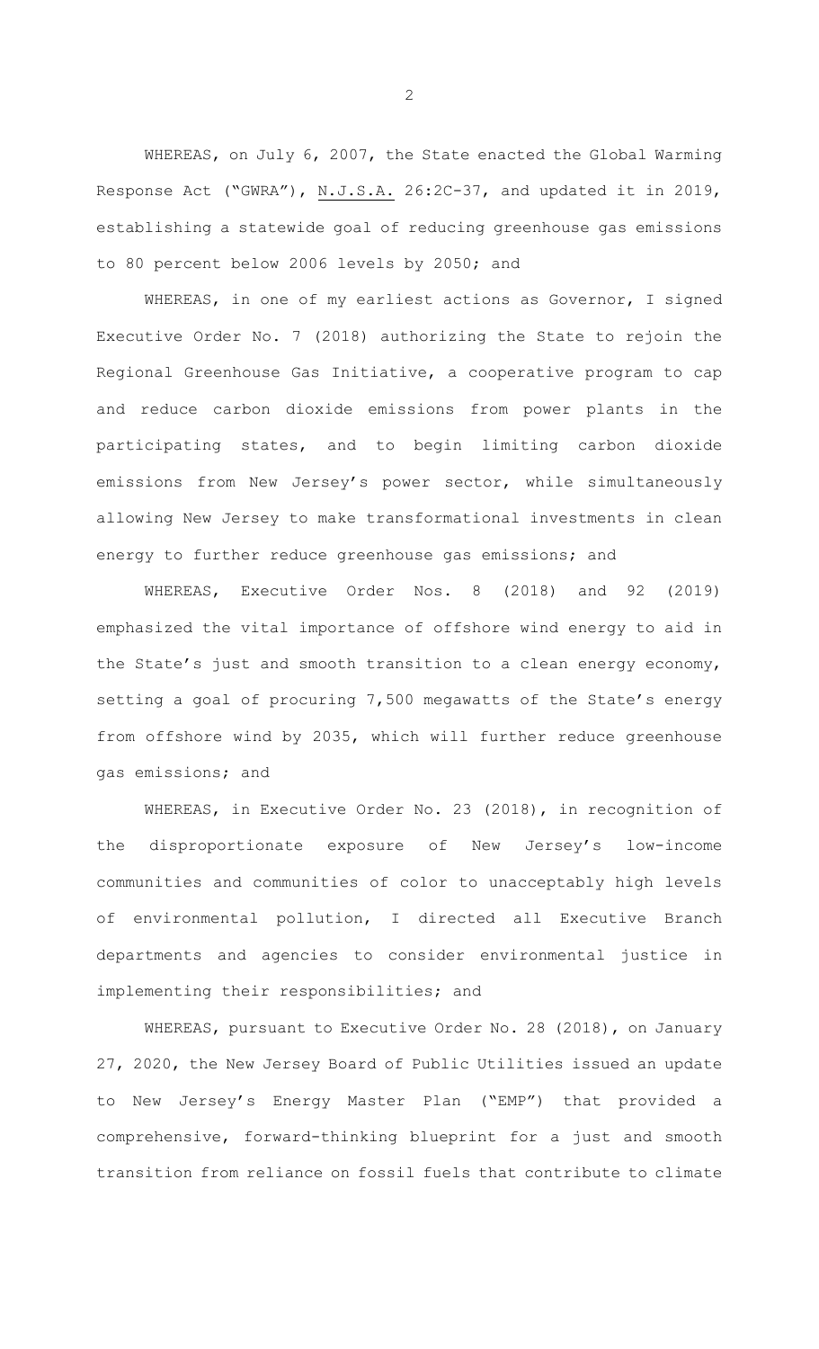WHEREAS, on July 6, 2007, the State enacted the Global Warming Response Act ("GWRA"), N.J.S.A. 26:2C-37, and updated it in 2019, establishing a statewide goal of reducing greenhouse gas emissions to 80 percent below 2006 levels by 2050; and

WHEREAS, in one of my earliest actions as Governor, I signed Executive Order No. 7 (2018) authorizing the State to rejoin the Regional Greenhouse Gas Initiative, a cooperative program to cap and reduce carbon dioxide emissions from power plants in the participating states, and to begin limiting carbon dioxide emissions from New Jersey's power sector, while simultaneously allowing New Jersey to make transformational investments in clean energy to further reduce greenhouse gas emissions; and

WHEREAS, Executive Order Nos. 8 (2018) and 92 (2019) emphasized the vital importance of offshore wind energy to aid in the State's just and smooth transition to a clean energy economy, setting a goal of procuring 7,500 megawatts of the State's energy from offshore wind by 2035, which will further reduce greenhouse gas emissions; and

WHEREAS, in Executive Order No. 23 (2018), in recognition of the disproportionate exposure of New Jersey's low-income communities and communities of color to unacceptably high levels of environmental pollution, I directed all Executive Branch departments and agencies to consider environmental justice in implementing their responsibilities; and

WHEREAS, pursuant to Executive Order No. 28 (2018), on January 27, 2020, the New Jersey Board of Public Utilities issued an update to New Jersey's Energy Master Plan ("EMP") that provided a comprehensive, forward-thinking blueprint for a just and smooth transition from reliance on fossil fuels that contribute to climate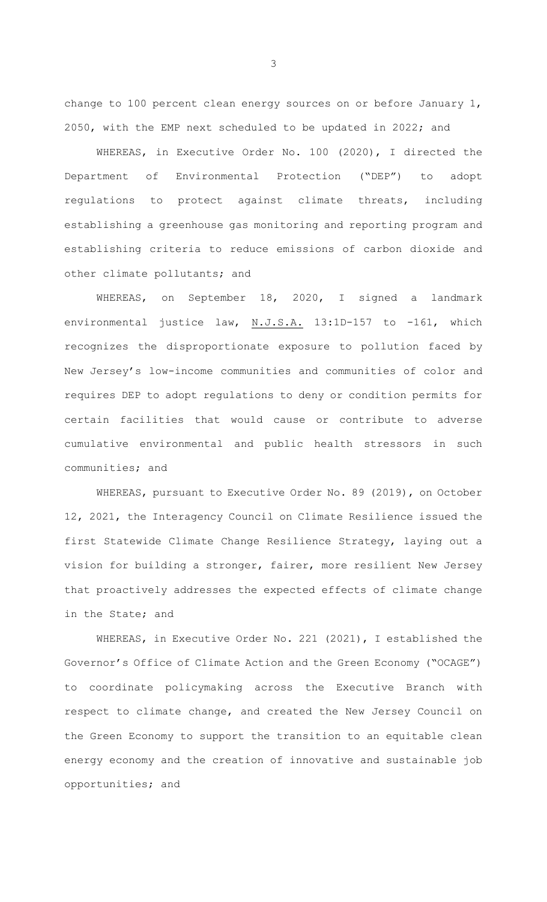change to 100 percent clean energy sources on or before January 1, 2050, with the EMP next scheduled to be updated in 2022; and

WHEREAS, in Executive Order No. 100 (2020), I directed the Department of Environmental Protection ("DEP") to adopt regulations to protect against climate threats, including establishing a greenhouse gas monitoring and reporting program and establishing criteria to reduce emissions of carbon dioxide and other climate pollutants; and

WHEREAS, on September 18, 2020, I signed a landmark environmental justice law, N.J.S.A. 13:1D-157 to -161, which recognizes the disproportionate exposure to pollution faced by New Jersey's low-income communities and communities of color and requires DEP to adopt regulations to deny or condition permits for certain facilities that would cause or contribute to adverse cumulative environmental and public health stressors in such communities; and

WHEREAS, pursuant to Executive Order No. 89 (2019), on October 12, 2021, the Interagency Council on Climate Resilience issued the first Statewide Climate Change Resilience Strategy, laying out a vision for building a stronger, fairer, more resilient New Jersey that proactively addresses the expected effects of climate change in the State; and

WHEREAS, in Executive Order No. 221 (2021), I established the Governor's Office of Climate Action and the Green Economy ("OCAGE") to coordinate policymaking across the Executive Branch with respect to climate change, and created the New Jersey Council on the Green Economy to support the transition to an equitable clean energy economy and the creation of innovative and sustainable job opportunities; and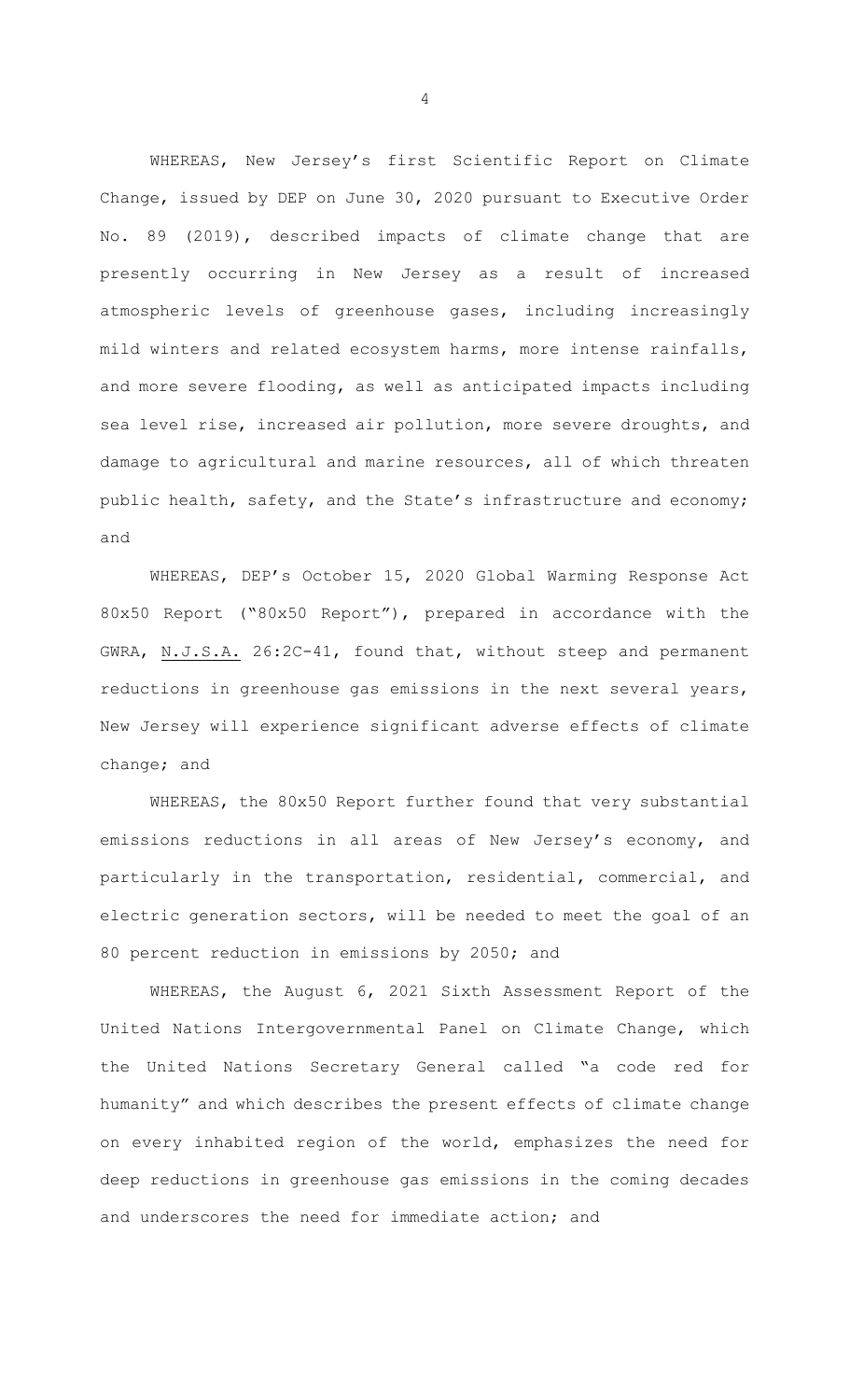WHEREAS, New Jersey's first Scientific Report on Climate Change, issued by DEP on June 30, 2020 pursuant to Executive Order No. 89 (2019), described impacts of climate change that are presently occurring in New Jersey as a result of increased atmospheric levels of greenhouse gases, including increasingly mild winters and related ecosystem harms, more intense rainfalls, and more severe flooding, as well as anticipated impacts including sea level rise, increased air pollution, more severe droughts, and damage to agricultural and marine resources, all of which threaten public health, safety, and the State's infrastructure and economy; and

WHEREAS, DEP's October 15, 2020 Global Warming Response Act 80x50 Report ("80x50 Report"), prepared in accordance with the GWRA, <u>N.J.S.A.</u> 26:2C-41, found that, without steep and permanent reductions in greenhouse gas emissions in the next several years, New Jersey will experience significant adverse effects of climate change; and

WHEREAS, the 80x50 Report further found that very substantial emissions reductions in all areas of New Jersey's economy, and particularly in the transportation, residential, commercial, and electric generation sectors, will be needed to meet the goal of an 80 percent reduction in emissions by 2050; and

WHEREAS, the August 6, 2021 Sixth Assessment Report of the United Nations Intergovernmental Panel on Climate Change, which the United Nations Secretary General called "a code red for humanity" and which describes the present effects of climate change on every inhabited region of the world, emphasizes the need for deep reductions in greenhouse gas emissions in the coming decades and underscores the need for immediate action; and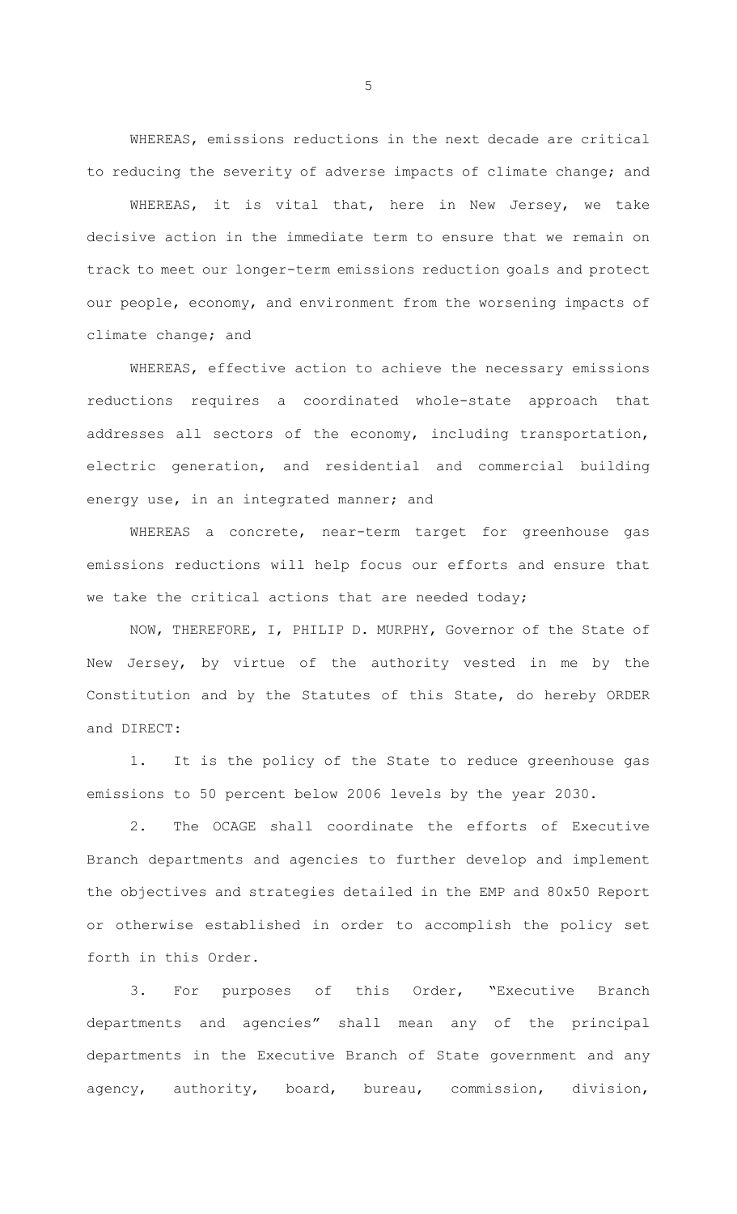WHEREAS, emissions reductions in the next decade are critical to reducing the severity of adverse impacts of climate change; and

WHEREAS, it is vital that, here in New Jersey, we take decisive action in the immediate term to ensure that we remain on track to meet our longer-term emissions reduction goals and protect our people, economy, and environment from the worsening impacts of climate change; and

WHEREAS, effective action to achieve the necessary emissions reductions requires a coordinated whole-state approach that addresses all sectors of the economy, including transportation, electric generation, and residential and commercial building energy use, in an integrated manner; and

WHEREAS a concrete, near-term target for greenhouse gas emissions reductions will help focus our efforts and ensure that we take the critical actions that are needed today;

NOW, THEREFORE, I, PHILIP D. MURPHY, Governor of the State of New Jersey, by virtue of the authority vested in me by the Constitution and by the Statutes of this State, do hereby ORDER and DIRECT:

1. It is the policy of the State to reduce greenhouse gas emissions to 50 percent below 2006 levels by the year 2030.

2. The OCAGE shall coordinate the efforts of Executive Branch departments and agencies to further develop and implement the objectives and strategies detailed in the EMP and 80x50 Report or otherwise established in order to accomplish the policy set forth in this Order.

3. For purposes of this Order, "Executive Branch departments and agencies" shall mean any of the principal departments in the Executive Branch of State government and any agency, authority, board, bureau, commission, division,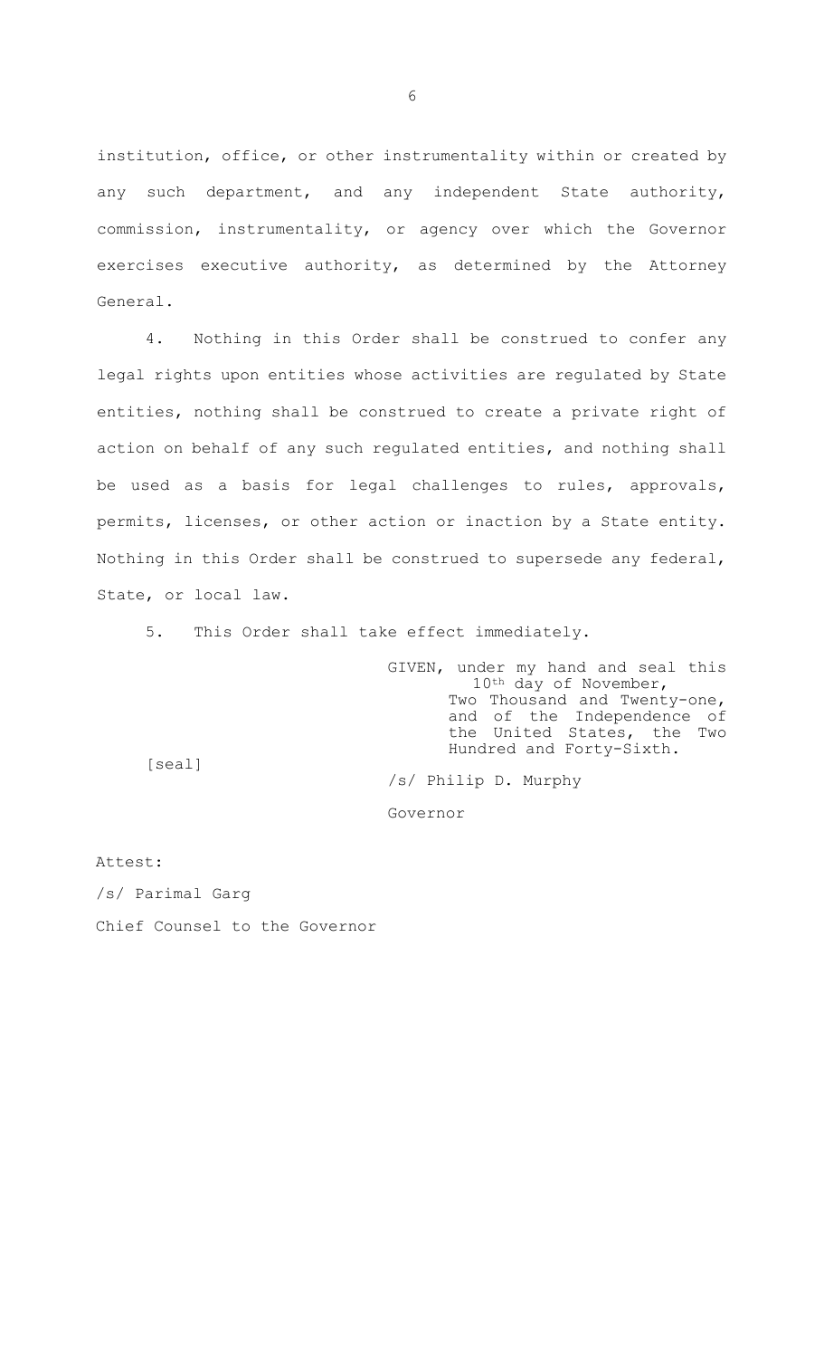institution, office, or other instrumentality within or created by any such department, and any independent State authority, commission, instrumentality, or agency over which the Governor exercises executive authority, as determined by the Attorney General.

4. Nothing in this Order shall be construed to confer any legal rights upon entities whose activities are regulated by State entities, nothing shall be construed to create a private right of action on behalf of any such regulated entities, and nothing shall be used as a basis for legal challenges to rules, approvals, permits, licenses, or other action or inaction by a State entity. Nothing in this Order shall be construed to supersede any federal, State, or local law.

5. This Order shall take effect immediately.

GIVEN, under my hand and seal this 10th day of November, Two Thousand and Twenty-one, and of the Independence of the United States, the Two Hundred and Forty-Sixth.

[seal]

/s/ Philip D. Murphy

Governor

Attest:

/s/ Parimal Garg

Chief Counsel to the Governor